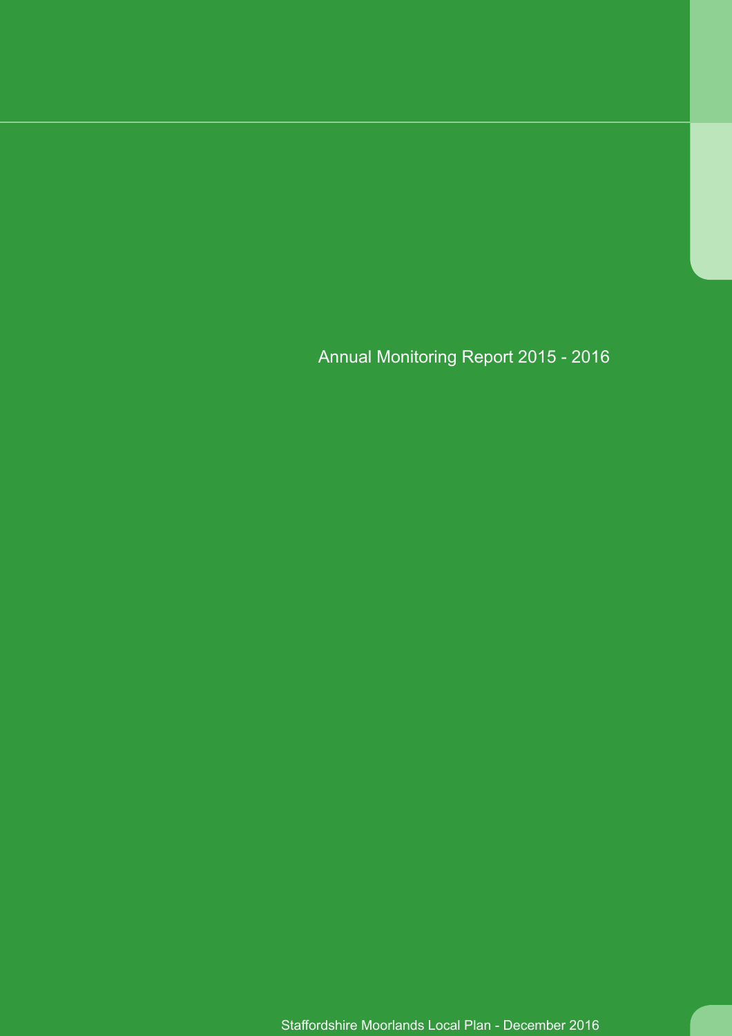# Annual Monitoring Report 2015 - 2016

Staffordshire Moorlands Local Plan - December 2016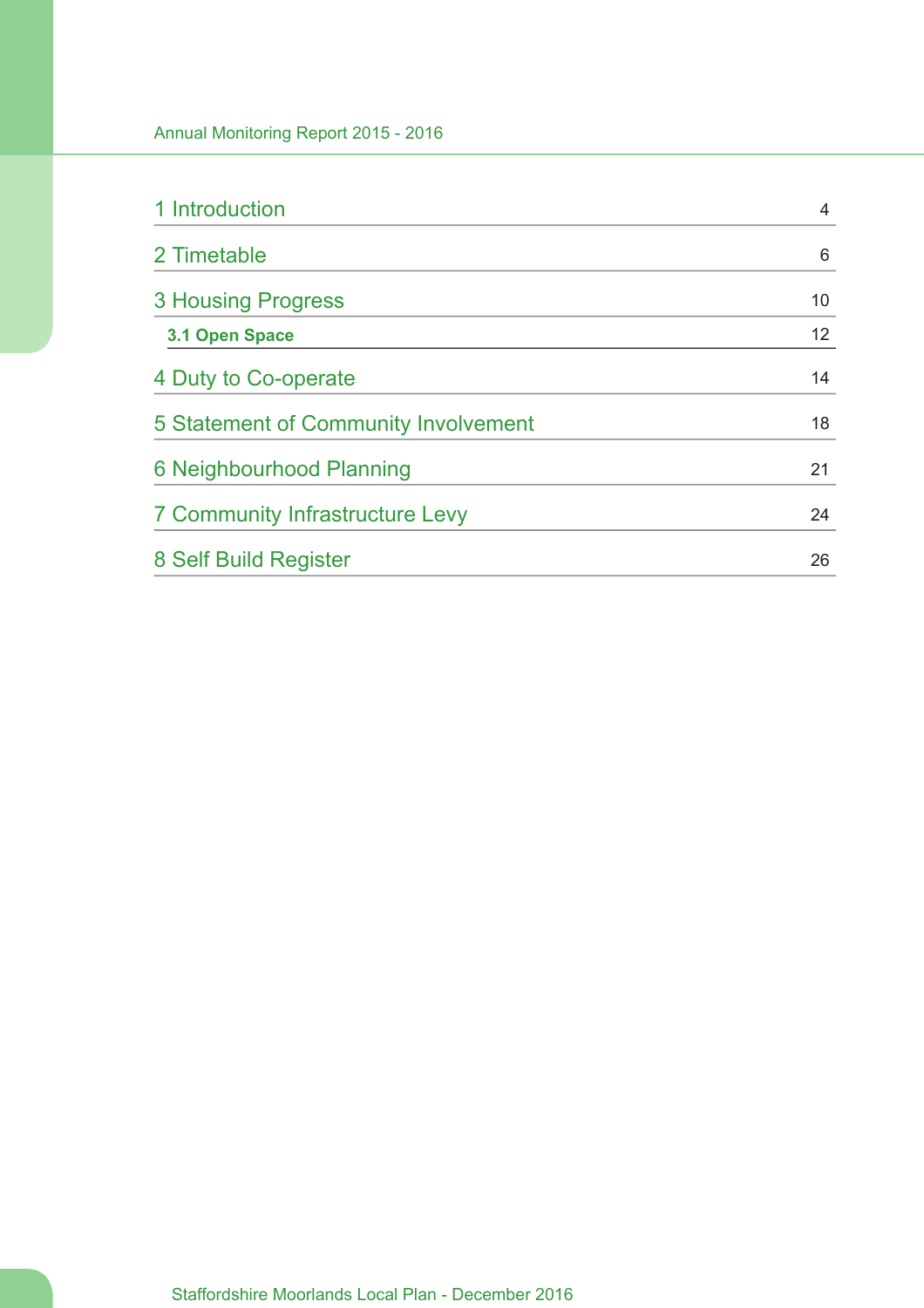| | |
|---|---|
| 1 Introduction | 4 |
| 2 Timetable | 6 |
| 3 Housing Progress | 10 |
| **3.1 Open Space** | 12 |
| 4 Duty to Co-operate | 14 |
| 5 Statement of Community Involvement | 18 |
| 6 Neighbourhood Planning | 21 |
| 7 Community Infrastructure Levy | 24 |
| 8 Self Build Register | 26 |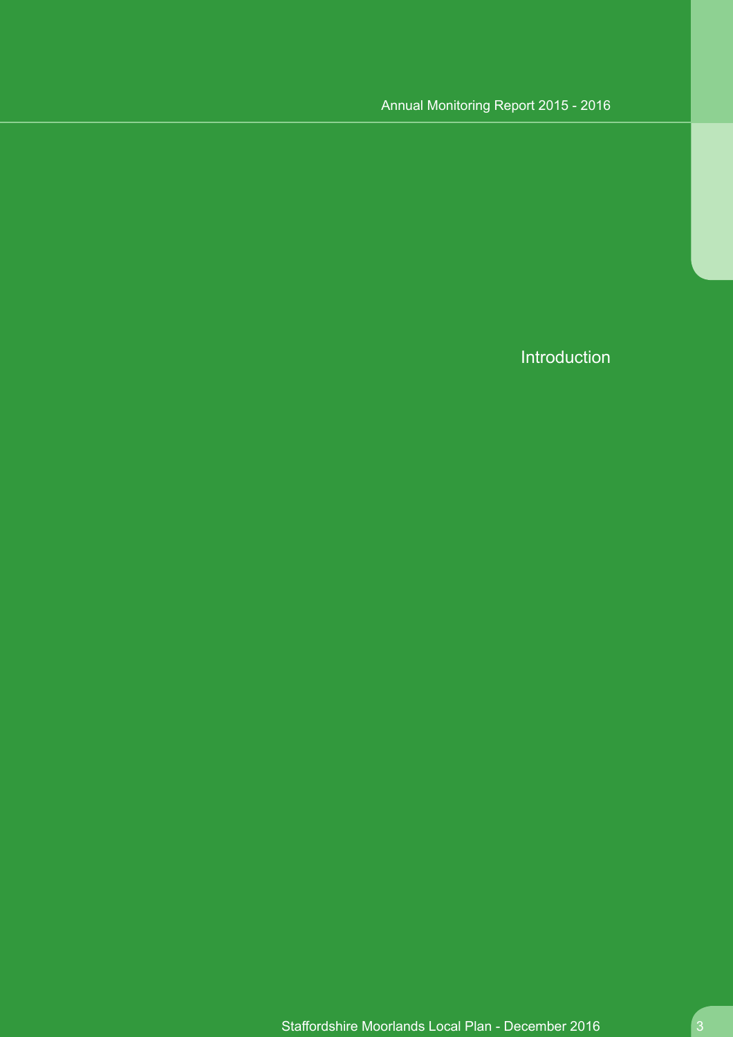# Introduction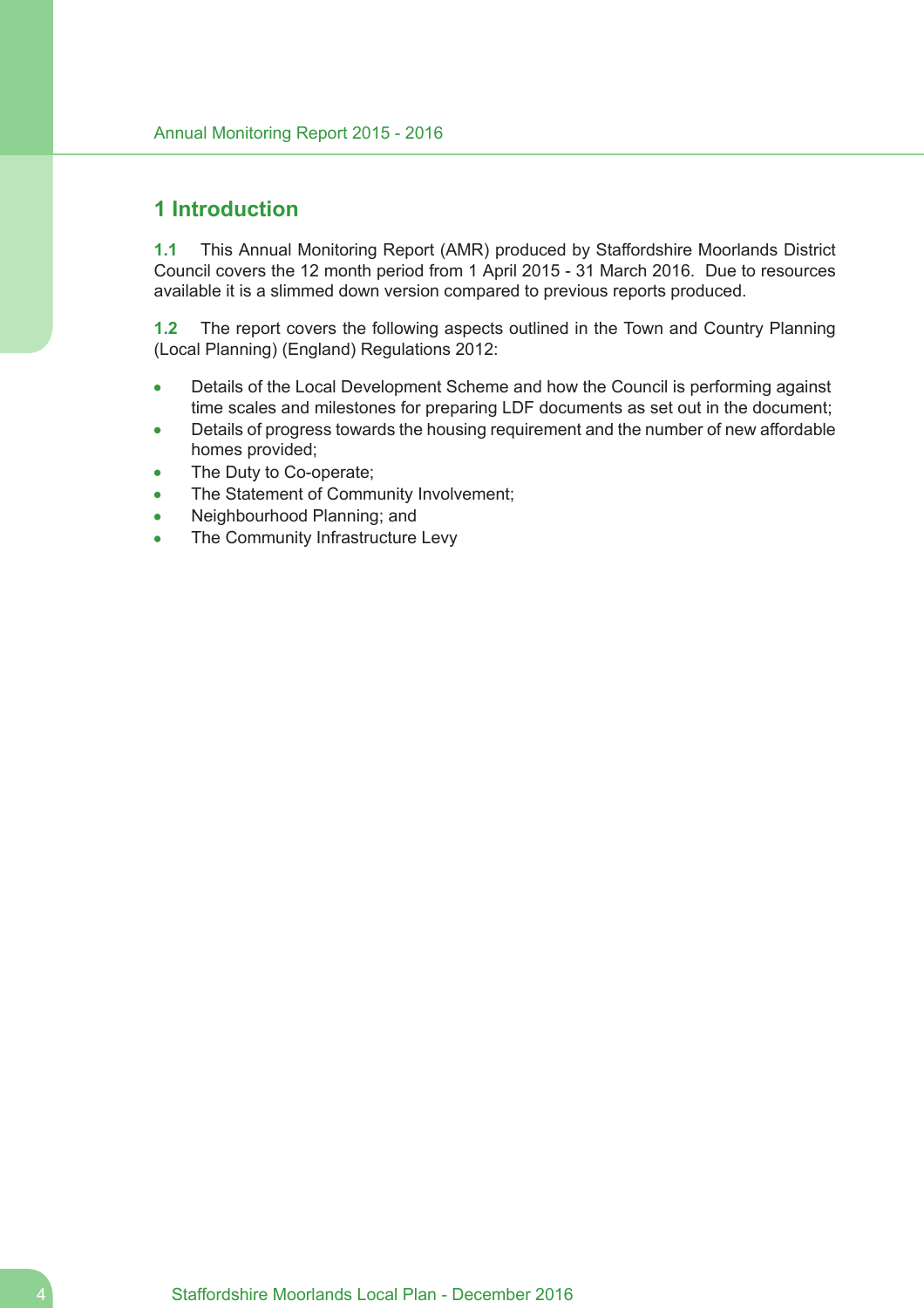# 1 Introduction

**1.1** This Annual Monitoring Report (AMR) produced by Staffordshire Moorlands District Council covers the 12 month period from 1 April 2015 - 31 March 2016. Due to resources available it is a slimmed down version compared to previous reports produced.

**1.2** The report covers the following aspects outlined in the Town and Country Planning (Local Planning) (England) Regulations 2012:

- Details of the Local Development Scheme and how the Council is performing against time scales and milestones for preparing LDF documents as set out in the document;
- Details of progress towards the housing requirement and the number of new affordable homes provided;
- The Duty to Co-operate;
- The Statement of Community Involvement;
- Neighbourhood Planning; and
- The Community Infrastructure Levy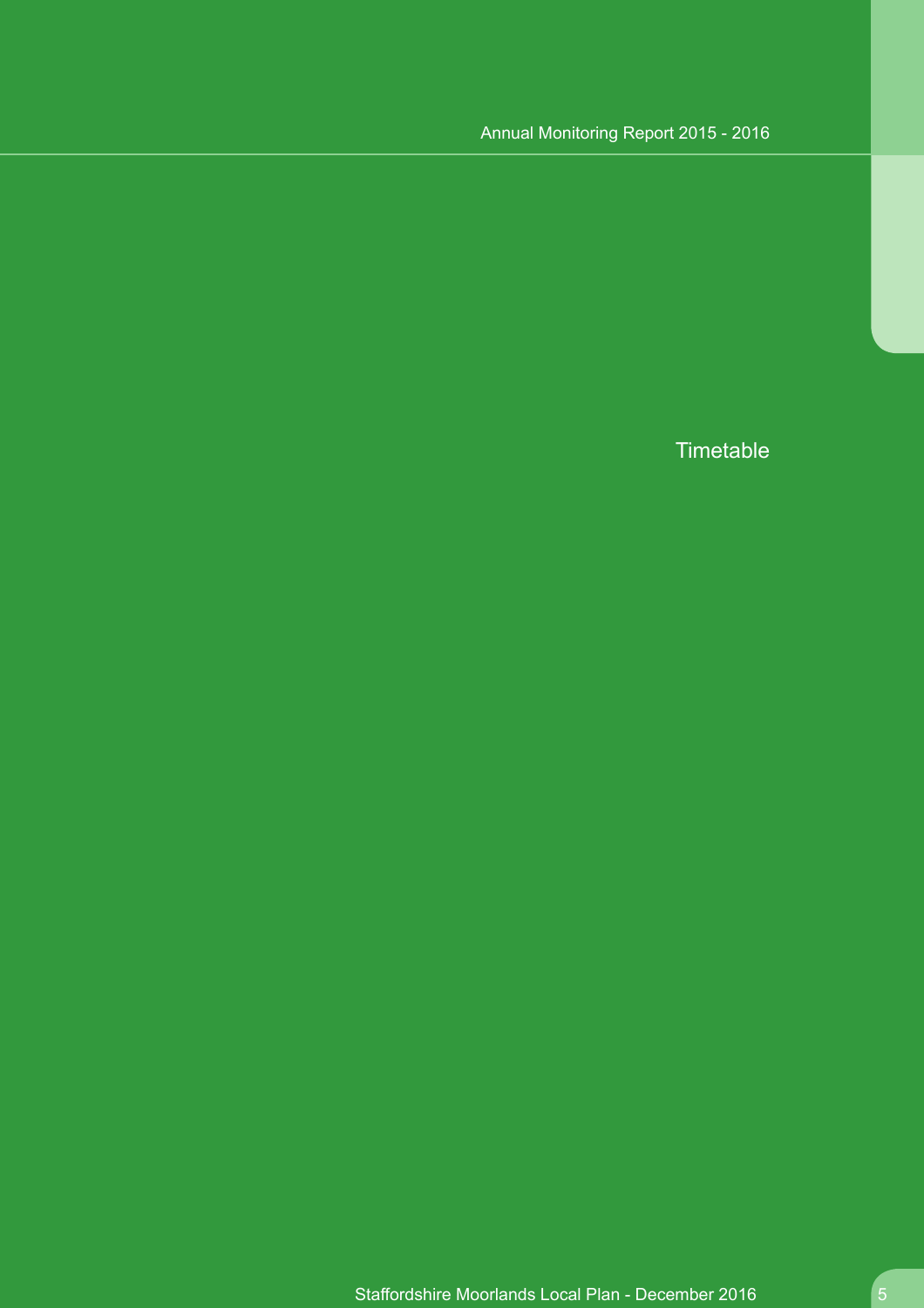# Timetable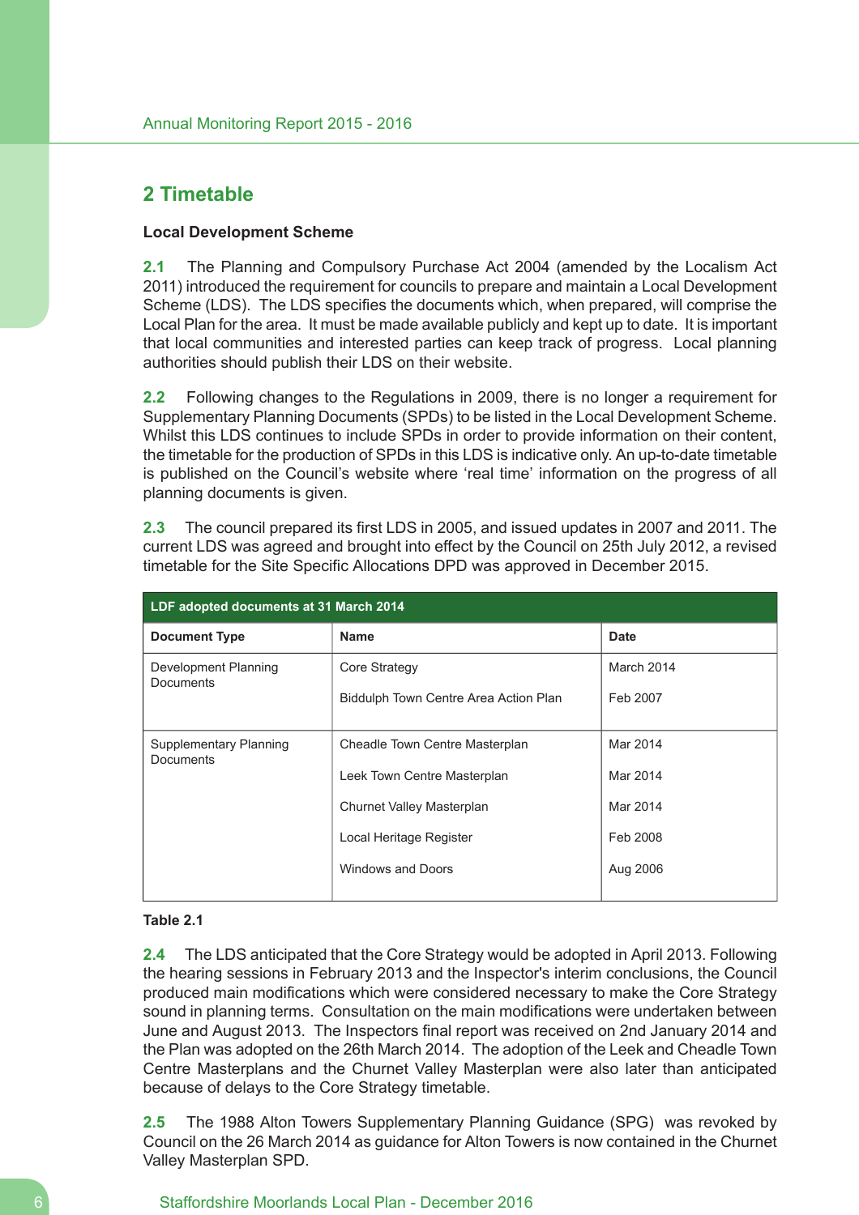## 2 Timetable

### Local Development Scheme

**2.1** The Planning and Compulsory Purchase Act 2004 (amended by the Localism Act 2011) introduced the requirement for councils to prepare and maintain a Local Development Scheme (LDS). The LDS specifies the documents which, when prepared, will comprise the Local Plan for the area. It must be made available publicly and kept up to date. It is important that local communities and interested parties can keep track of progress. Local planning authorities should publish their LDS on their website.

**2.2** Following changes to the Regulations in 2009, there is no longer a requirement for Supplementary Planning Documents (SPDs) to be listed in the Local Development Scheme. Whilst this LDS continues to include SPDs in order to provide information on their content, the timetable for the production of SPDs in this LDS is indicative only. An up-to-date timetable is published on the Council's website where 'real time' information on the progress of all planning documents is given.

**2.3** The council prepared its first LDS in 2005, and issued updates in 2007 and 2011. The current LDS was agreed and brought into effect by the Council on 25th July 2012, a revised timetable for the Site Specific Allocations DPD was approved in December 2015.

| LDF adopted documents at 31 March 2014 | | |
|---|---|---|
| **Document Type** | **Name** | **Date** |
| Development Planning Documents | Core Strategy | March 2014 |
| | Biddulph Town Centre Area Action Plan | Feb 2007 |
| Supplementary Planning Documents | Cheadle Town Centre Masterplan | Mar 2014 |
| | Leek Town Centre Masterplan | Mar 2014 |
| | Churnet Valley Masterplan | Mar 2014 |
| | Local Heritage Register | Feb 2008 |
| | Windows and Doors | Aug 2006 |

**Table 2.1**

**2.4** The LDS anticipated that the Core Strategy would be adopted in April 2013. Following the hearing sessions in February 2013 and the Inspector's interim conclusions, the Council produced main modifications which were considered necessary to make the Core Strategy sound in planning terms. Consultation on the main modifications were undertaken between June and August 2013. The Inspectors final report was received on 2nd January 2014 and the Plan was adopted on the 26th March 2014. The adoption of the Leek and Cheadle Town Centre Masterplans and the Churnet Valley Masterplan were also later than anticipated because of delays to the Core Strategy timetable.

**2.5** The 1988 Alton Towers Supplementary Planning Guidance (SPG) was revoked by Council on the 26 March 2014 as guidance for Alton Towers is now contained in the Churnet Valley Masterplan SPD.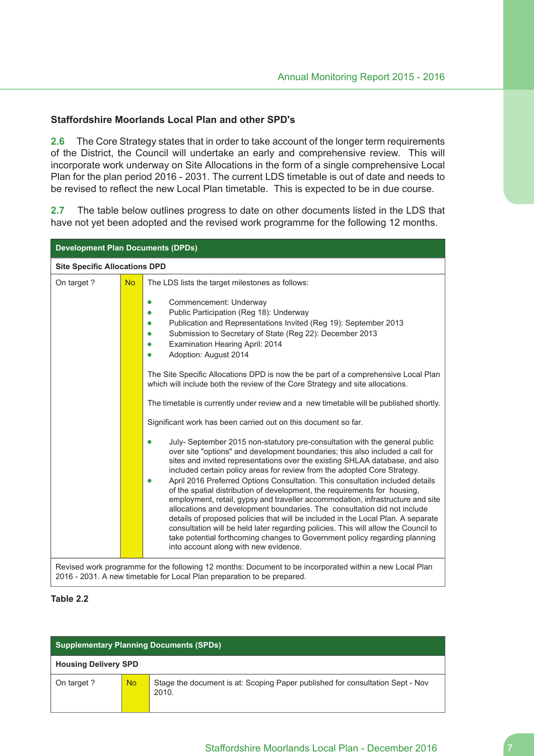### Staffordshire Moorlands Local Plan and other SPD's

**2.6** The Core Strategy states that in order to take account of the longer term requirements of the District, the Council will undertake an early and comprehensive review. This will incorporate work underway on Site Allocations in the form of a single comprehensive Local Plan for the plan period 2016 - 2031. The current LDS timetable is out of date and needs to be revised to reflect the new Local Plan timetable. This is expected to be in due course.

**2.7** The table below outlines progress to date on other documents listed in the LDS that have not yet been adopted and the revised work programme for the following 12 months.

| **Development Plan Documents (DPDs)** | | |
|---|---|---|
| **Site Specific Allocations DPD** | | |
| On target ? | No | The LDS lists the target milestones as follows:<br><br>• Commencement: Underway<br>• Public Participation (Reg 18): Underway<br>• Publication and Representations Invited (Reg 19): September 2013<br>• Submission to Secretary of State (Reg 22): December 2013<br>• Examination Hearing April: 2014<br>• Adoption: August 2014<br><br>The Site Specific Allocations DPD is now the be part of a comprehensive Local Plan which will include both the review of the Core Strategy and site allocations.<br><br>The timetable is currently under review and a new timetable will be published shortly.<br><br>Significant work has been carried out on this document so far.<br><br>• July- September 2015 non-statutory pre-consultation with the general public over site "options" and development boundaries; this also included a call for sites and invited representations over the existing SHLAA database, and also included certain policy areas for review from the adopted Core Strategy.<br>• April 2016 Preferred Options Consultation. This consultation included details of the spatial distribution of development, the requirements for housing, employment, retail, gypsy and traveller accommodation, infrastructure and site allocations and development boundaries. The consultation did not include details of proposed policies that will be included in the Local Plan. A separate consultation will be held later regarding policies. This will allow the Council to take potential forthcoming changes to Government policy regarding planning into account along with new evidence. |
| Revised work programme for the following 12 months: Document to be incorporated within a new Local Plan 2016 - 2031. A new timetable for Local Plan preparation to be prepared. | | |

**Table 2.2**

| **Supplementary Planning Documents (SPDs)** | | |
|---|---|---|
| **Housing Delivery SPD** | | |
| On target ? | No | Stage the document is at: Scoping Paper published for consultation Sept - Nov 2010. |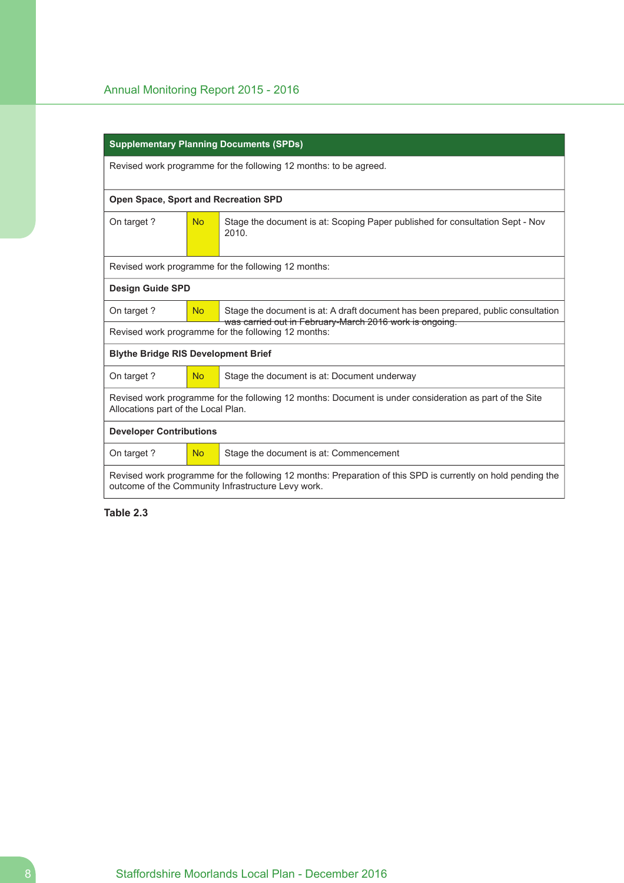| Supplementary Planning Documents (SPDs) | | |
|---|---|---|
| Revised work programme for the following 12 months: to be agreed. | | |
| **Open Space, Sport and Recreation SPD** | | |
| On target ? | No | Stage the document is at: Scoping Paper published for consultation Sept - Nov 2010. |
| Revised work programme for the following 12 months: | | |
| **Design Guide SPD** | | |
| On target ? | No | Stage the document is at: A draft document has been prepared, public consultation was carried out in February-March 2016 work is ongoing. |
| Revised work programme for the following 12 months: | | |
| **Blythe Bridge RIS Development Brief** | | |
| On target ? | No | Stage the document is at: Document underway |
| Revised work programme for the following 12 months: Document is under consideration as part of the Site Allocations part of the Local Plan. | | |
| **Developer Contributions** | | |
| On target ? | No | Stage the document is at: Commencement |
| Revised work programme for the following 12 months: Preparation of this SPD is currently on hold pending the outcome of the Community Infrastructure Levy work. | | |

**Table 2.3**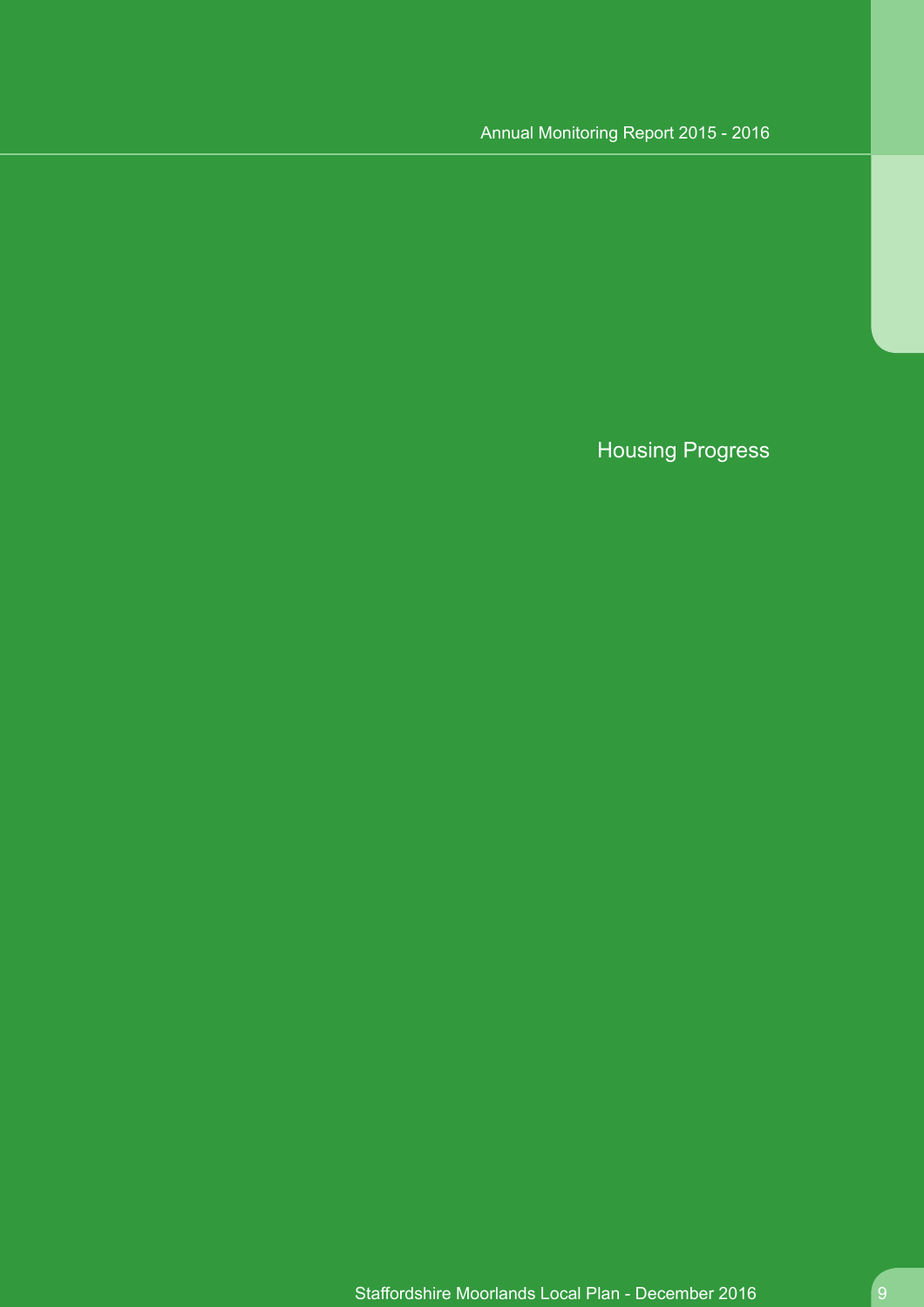# Housing Progress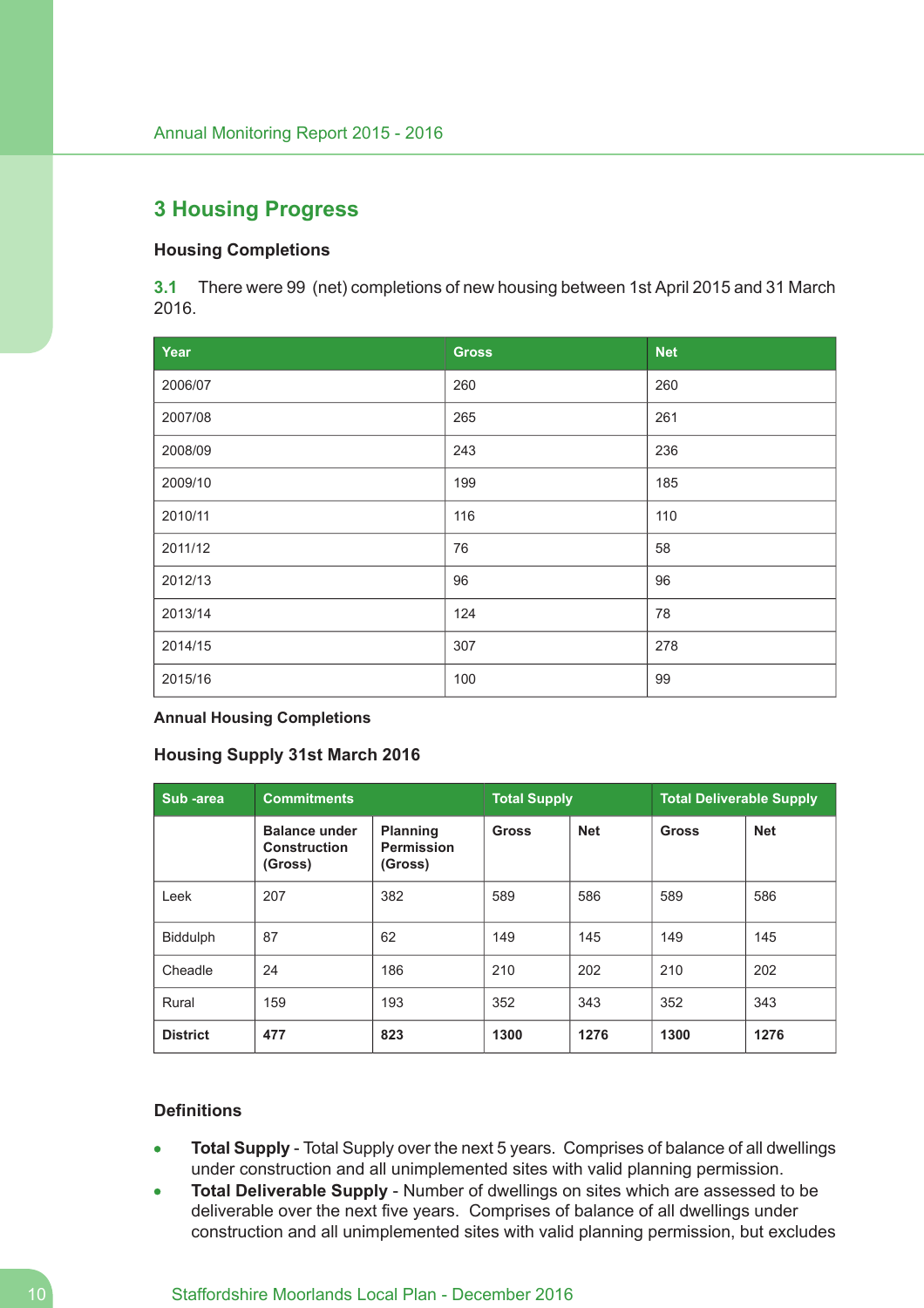# 3 Housing Progress

### Housing Completions

**3.1** There were 99 (net) completions of new housing between 1st April 2015 and 31 March 2016.

| Year | Gross | Net |
|---|---|---|
| 2006/07 | 260 | 260 |
| 2007/08 | 265 | 261 |
| 2008/09 | 243 | 236 |
| 2009/10 | 199 | 185 |
| 2010/11 | 116 | 110 |
| 2011/12 | 76 | 58 |
| 2012/13 | 96 | 96 |
| 2013/14 | 124 | 78 |
| 2014/15 | 307 | 278 |
| 2015/16 | 100 | 99 |

**Annual Housing Completions**

### Housing Supply 31st March 2016

| Sub -area | Commitments | | Total Supply | | Total Deliverable Supply | |
|---|---|---|---|---|---|---|
| | **Balance under Construction (Gross)** | **Planning Permission (Gross)** | **Gross** | **Net** | **Gross** | **Net** |
| Leek | 207 | 382 | 589 | 586 | 589 | 586 |
| Biddulph | 87 | 62 | 149 | 145 | 149 | 145 |
| Cheadle | 24 | 186 | 210 | 202 | 210 | 202 |
| Rural | 159 | 193 | 352 | 343 | 352 | 343 |
| **District** | **477** | **823** | **1300** | **1276** | **1300** | **1276** |

### Definitions

- **Total Supply** - Total Supply over the next 5 years. Comprises of balance of all dwellings under construction and all unimplemented sites with valid planning permission.
- **Total Deliverable Supply** - Number of dwellings on sites which are assessed to be deliverable over the next five years. Comprises of balance of all dwellings under construction and all unimplemented sites with valid planning permission, but excludes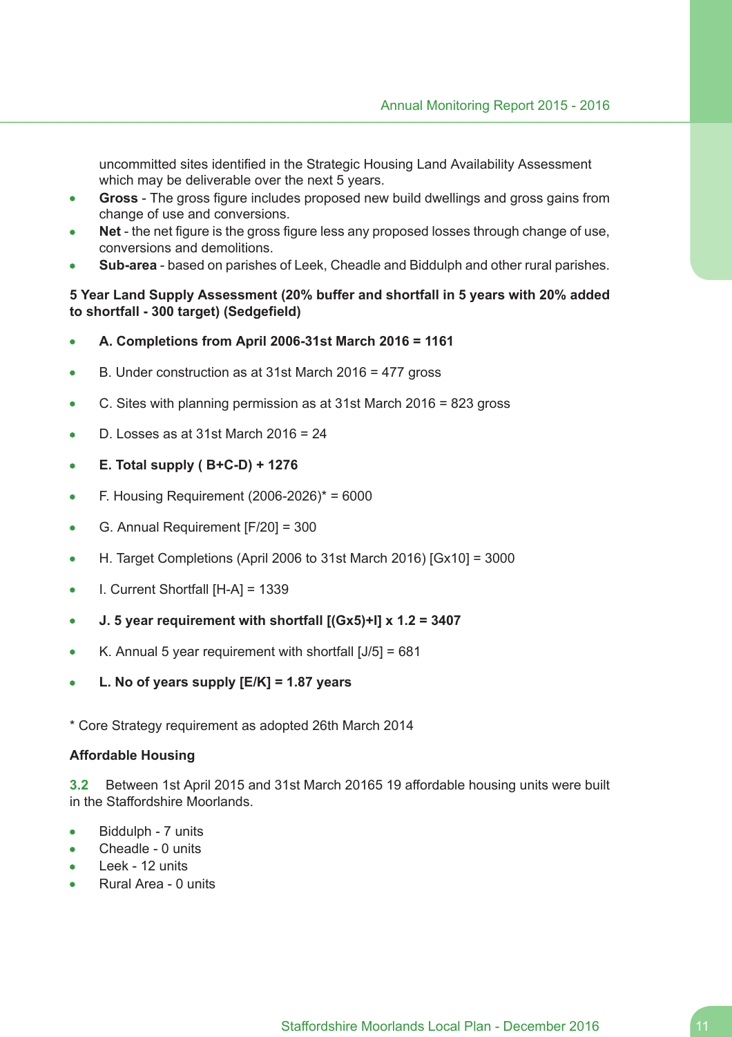uncommitted sites identified in the Strategic Housing Land Availability Assessment which may be deliverable over the next 5 years.

- **Gross** - The gross figure includes proposed new build dwellings and gross gains from change of use and conversions.
- **Net** - the net figure is the gross figure less any proposed losses through change of use, conversions and demolitions.
- **Sub-area** - based on parishes of Leek, Cheadle and Biddulph and other rural parishes.

**5 Year Land Supply Assessment (20% buffer and shortfall in 5 years with 20% added to shortfall - 300 target) (Sedgefield)**

- **A. Completions from April 2006-31st March 2016 = 1161**
- B. Under construction as at 31st March 2016 = 477 gross
- C. Sites with planning permission as at 31st March 2016 = 823 gross
- D. Losses as at 31st March 2016 = 24
- **E. Total supply ( B+C-D) + 1276**
- F. Housing Requirement (2006-2026)* = 6000
- G. Annual Requirement [F/20] = 300
- H. Target Completions (April 2006 to 31st March 2016) [Gx10] = 3000
- I. Current Shortfall [H-A] = 1339
- **J. 5 year requirement with shortfall [(Gx5)+I] x 1.2 = 3407**
- K. Annual 5 year requirement with shortfall [J/5] = 681
- **L. No of years supply [E/K] = 1.87 years**

\* Core Strategy requirement as adopted 26th March 2014

**Affordable Housing**

**3.2** Between 1st April 2015 and 31st March 20165 19 affordable housing units were built in the Staffordshire Moorlands.

- Biddulph - 7 units
- Cheadle - 0 units
- Leek - 12 units
- Rural Area - 0 units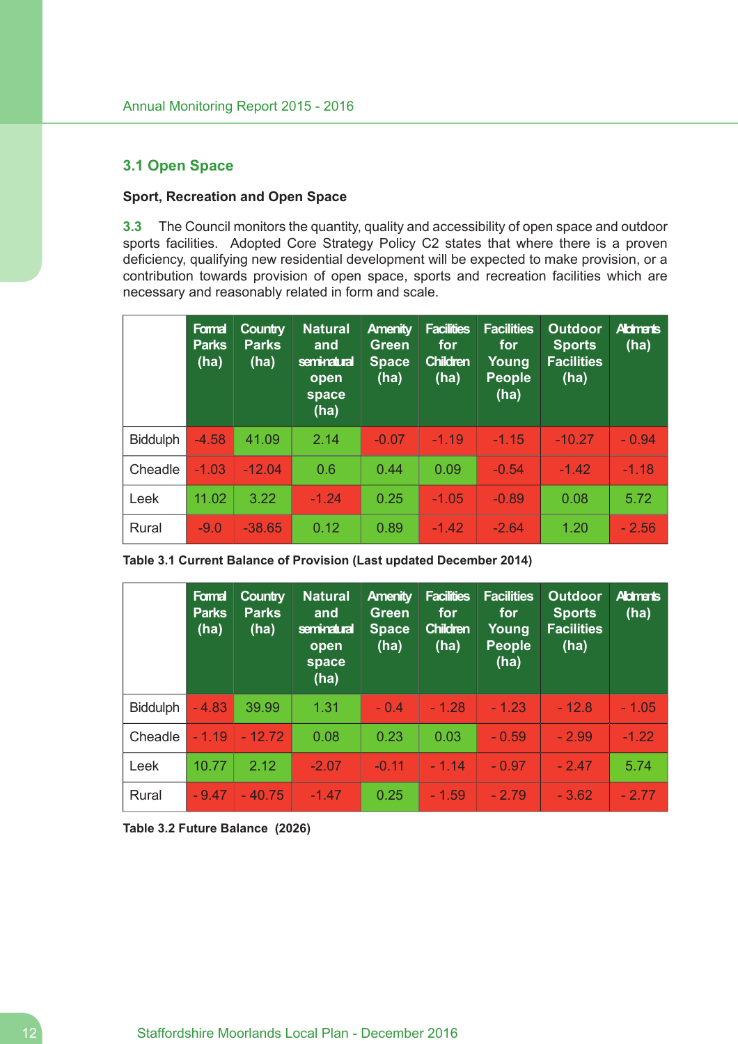## 3.1 Open Space

**Sport, Recreation and Open Space**

3.3 The Council monitors the quantity, quality and accessibility of open space and outdoor sports facilities. Adopted Core Strategy Policy C2 states that where there is a proven deficiency, qualifying new residential development will be expected to make provision, or a contribution towards provision of open space, sports and recreation facilities which are necessary and reasonably related in form and scale.

| | Formal Parks (ha) | Country Parks (ha) | Natural and semi-natural open space (ha) | Amenity Green Space (ha) | Facilities for Children (ha) | Facilities for Young People (ha) | Outdoor Sports Facilities (ha) | Allotments (ha) |
|---|---|---|---|---|---|---|---|---|
| Biddulph | -4.58 | 41.09 | 2.14 | -0.07 | -1.19 | -1.15 | -10.27 | - 0.94 |
| Cheadle | -1.03 | -12.04 | 0.6 | 0.44 | 0.09 | -0.54 | -1.42 | -1.18 |
| Leek | 11.02 | 3.22 | -1.24 | 0.25 | -1.05 | -0.89 | 0.08 | 5.72 |
| Rural | -9.0 | -38.65 | 0.12 | 0.89 | -1.42 | -2.64 | 1.20 | - 2.56 |

**Table 3.1 Current Balance of Provision (Last updated December 2014)**

| | Formal Parks (ha) | Country Parks (ha) | Natural and semi-natural open space (ha) | Amenity Green Space (ha) | Facilities for Children (ha) | Facilities for Young People (ha) | Outdoor Sports Facilities (ha) | Allotments (ha) |
|---|---|---|---|---|---|---|---|---|
| Biddulph | - 4.83 | 39.99 | 1.31 | - 0.4 | - 1.28 | - 1.23 | - 12.8 | - 1.05 |
| Cheadle | - 1.19 | - 12.72 | 0.08 | 0.23 | 0.03 | - 0.59 | - 2.99 | -1.22 |
| Leek | 10.77 | 2.12 | -2.07 | -0.11 | - 1.14 | - 0.97 | - 2.47 | 5.74 |
| Rural | - 9.47 | - 40.75 | -1.47 | 0.25 | - 1.59 | - 2.79 | - 3.62 | - 2.77 |

**Table 3.2 Future Balance (2026)**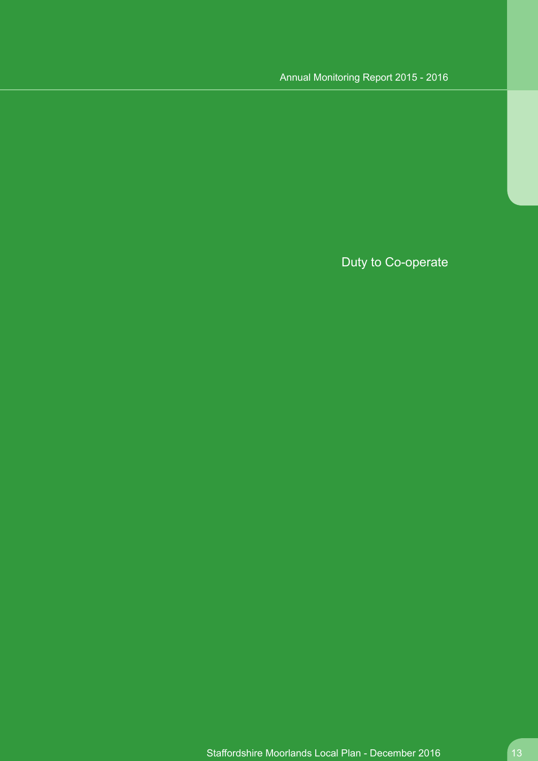# Duty to Co-operate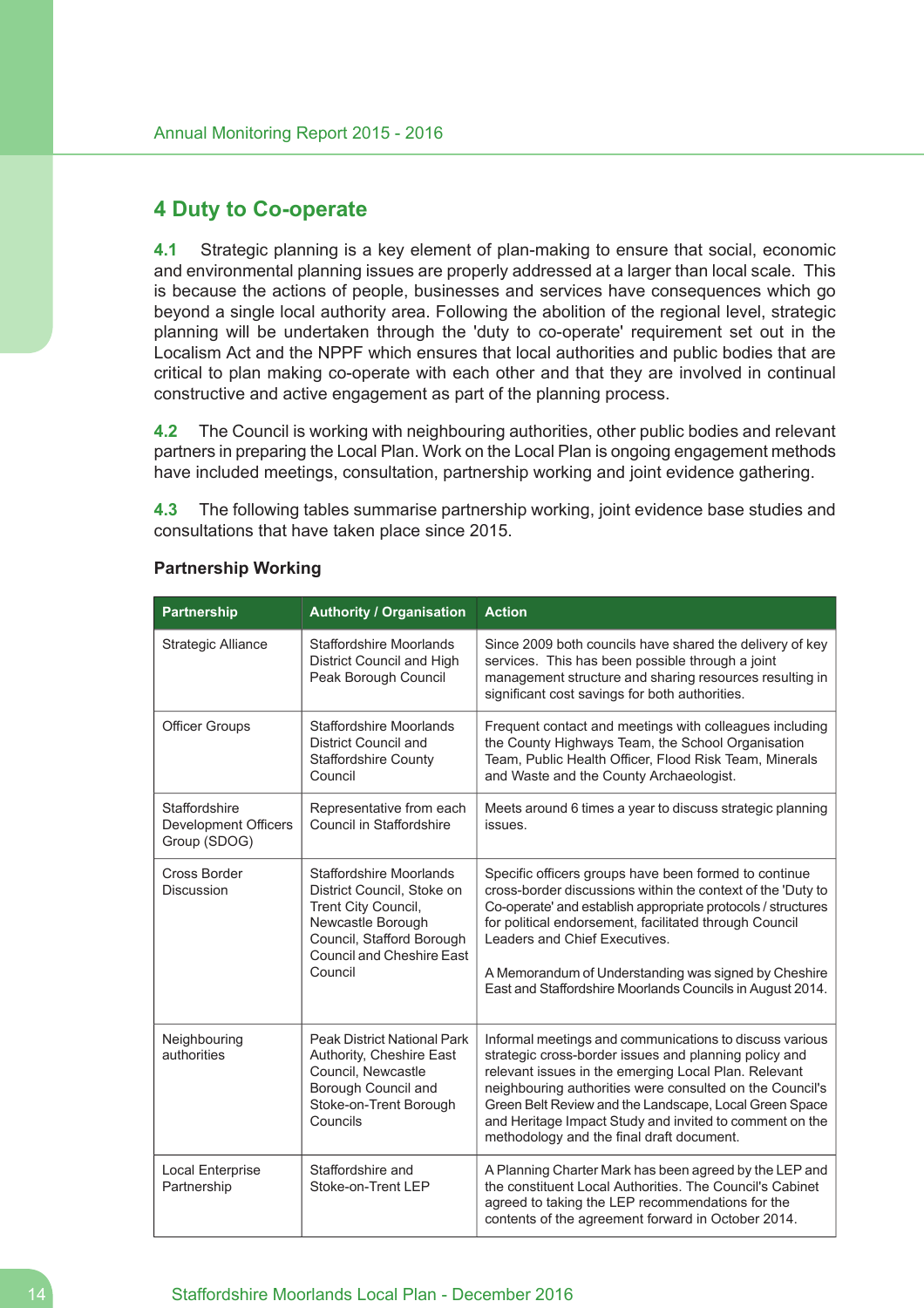# 4 Duty to Co-operate

**4.1** Strategic planning is a key element of plan-making to ensure that social, economic and environmental planning issues are properly addressed at a larger than local scale. This is because the actions of people, businesses and services have consequences which go beyond a single local authority area. Following the abolition of the regional level, strategic planning will be undertaken through the 'duty to co-operate' requirement set out in the Localism Act and the NPPF which ensures that local authorities and public bodies that are critical to plan making co-operate with each other and that they are involved in continual constructive and active engagement as part of the planning process.

**4.2** The Council is working with neighbouring authorities, other public bodies and relevant partners in preparing the Local Plan. Work on the Local Plan is ongoing engagement methods have included meetings, consultation, partnership working and joint evidence gathering.

**4.3** The following tables summarise partnership working, joint evidence base studies and consultations that have taken place since 2015.

**Partnership Working**

| Partnership | Authority / Organisation | Action |
|---|---|---|
| Strategic Alliance | Staffordshire Moorlands District Council and High Peak Borough Council | Since 2009 both councils have shared the delivery of key services. This has been possible through a joint management structure and sharing resources resulting in significant cost savings for both authorities. |
| Officer Groups | Staffordshire Moorlands District Council and Staffordshire County Council | Frequent contact and meetings with colleagues including the County Highways Team, the School Organisation Team, Public Health Officer, Flood Risk Team, Minerals and Waste and the County Archaeologist. |
| Staffordshire Development Officers Group (SDOG) | Representative from each Council in Staffordshire | Meets around 6 times a year to discuss strategic planning issues. |
| Cross Border Discussion | Staffordshire Moorlands District Council, Stoke on Trent City Council, Newcastle Borough Council, Stafford Borough Council and Cheshire East Council | Specific officers groups have been formed to continue cross-border discussions within the context of the 'Duty to Co-operate' and establish appropriate protocols / structures for political endorsement, facilitated through Council Leaders and Chief Executives.<br><br>A Memorandum of Understanding was signed by Cheshire East and Staffordshire Moorlands Councils in August 2014. |
| Neighbouring authorities | Peak District National Park Authority, Cheshire East Council, Newcastle Borough Council and Stoke-on-Trent Borough Councils | Informal meetings and communications to discuss various strategic cross-border issues and planning policy and relevant issues in the emerging Local Plan. Relevant neighbouring authorities were consulted on the Council's Green Belt Review and the Landscape, Local Green Space and Heritage Impact Study and invited to comment on the methodology and the final draft document. |
| Local Enterprise Partnership | Staffordshire and Stoke-on-Trent LEP | A Planning Charter Mark has been agreed by the LEP and the constituent Local Authorities. The Council's Cabinet agreed to taking the LEP recommendations for the contents of the agreement forward in October 2014. |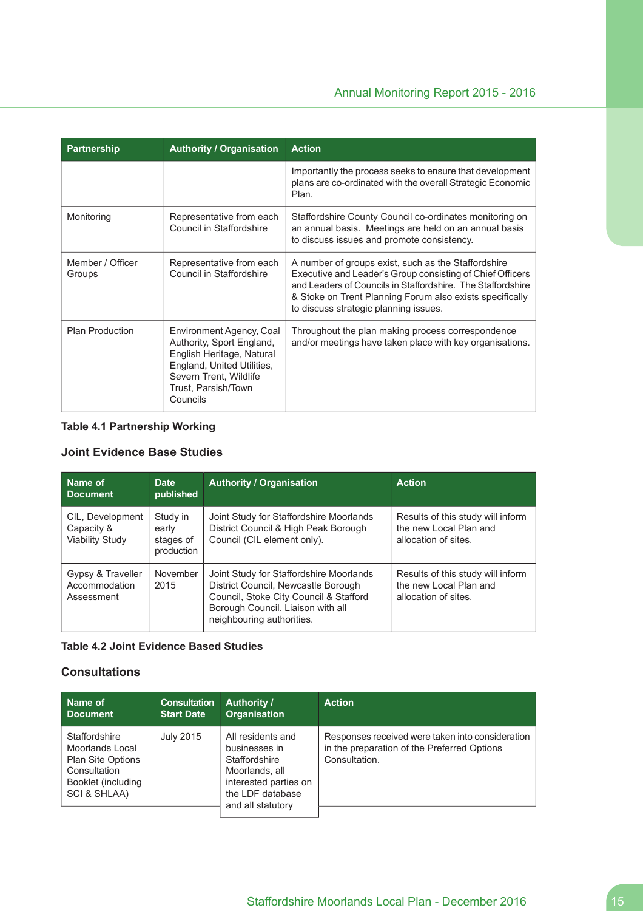| Partnership | Authority / Organisation | Action |
|---|---|---|
| | | Importantly the process seeks to ensure that development plans are co-ordinated with the overall Strategic Economic Plan. |
| Monitoring | Representative from each Council in Staffordshire | Staffordshire County Council co-ordinates monitoring on an annual basis. Meetings are held on an annual basis to discuss issues and promote consistency. |
| Member / Officer Groups | Representative from each Council in Staffordshire | A number of groups exist, such as the Staffordshire Executive and Leader's Group consisting of Chief Officers and Leaders of Councils in Staffordshire. The Staffordshire & Stoke on Trent Planning Forum also exists specifically to discuss strategic planning issues. |
| Plan Production | Environment Agency, Coal Authority, Sport England, English Heritage, Natural England, United Utilities, Severn Trent, Wildlife Trust, Parsish/Town Councils | Throughout the plan making process correspondence and/or meetings have taken place with key organisations. |

**Table 4.1 Partnership Working**

### Joint Evidence Base Studies

| Name of Document | Date published | Authority / Organisation | Action |
|---|---|---|---|
| CIL, Development Capacity & Viability Study | Study in early stages of production | Joint Study for Staffordshire Moorlands District Council & High Peak Borough Council (CIL element only). | Results of this study will inform the new Local Plan and allocation of sites. |
| Gypsy & Traveller Accommodation Assessment | November 2015 | Joint Study for Staffordshire Moorlands District Council, Newcastle Borough Council, Stoke City Council & Stafford Borough Council. Liaison with all neighbouring authorities. | Results of this study will inform the new Local Plan and allocation of sites. |

**Table 4.2 Joint Evidence Based Studies**

### Consultations

| Name of Document | Consultation Start Date | Authority / Organisation | Action |
|---|---|---|---|
| Staffordshire Moorlands Local Plan Site Options Consultation Booklet (including SCI & SHLAA) | July 2015 | All residents and businesses in Staffordshire Moorlands, all interested parties on the LDF database and all statutory | Responses received were taken into consideration in the preparation of the Preferred Options Consultation. |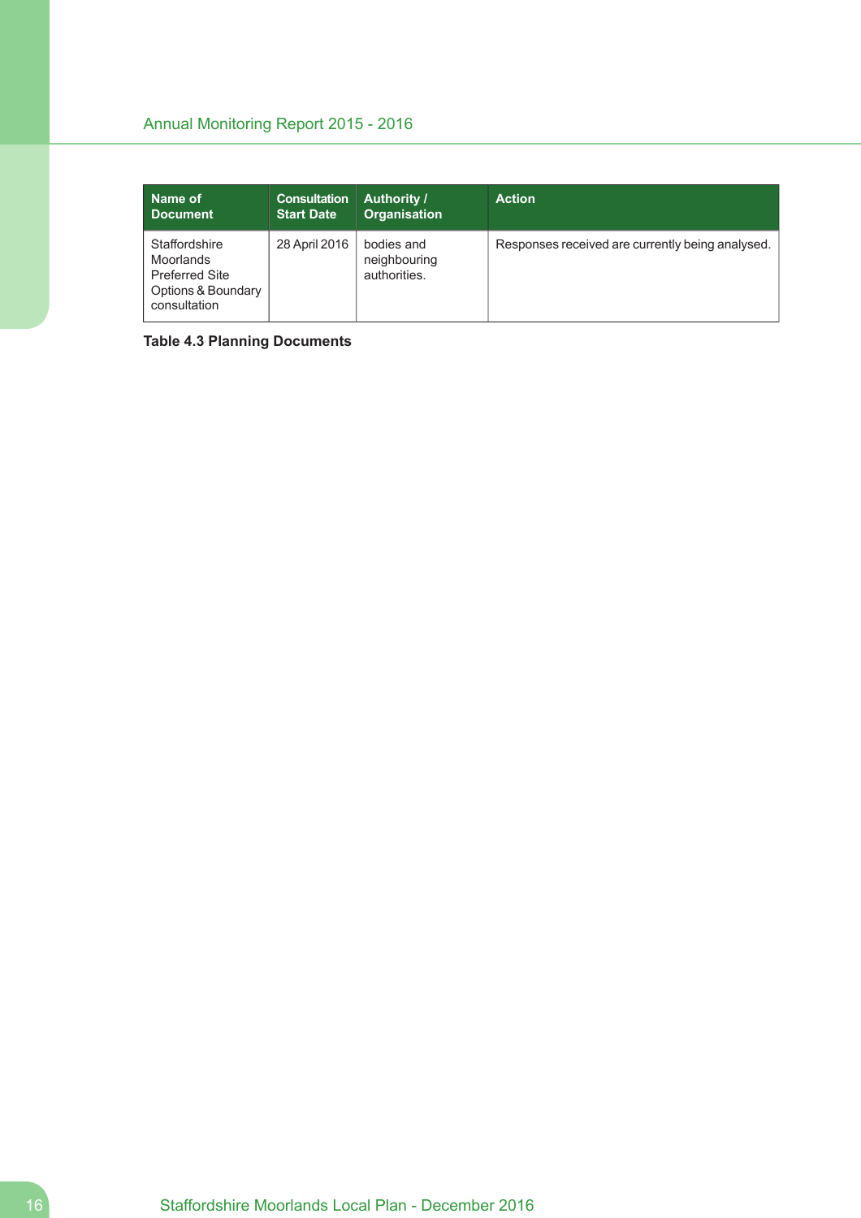| Name of Document | Consultation Start Date | Authority / Organisation | Action |
|---|---|---|---|
| Staffordshire Moorlands Preferred Site Options & Boundary consultation | 28 April 2016 | bodies and neighbouring authorities. | Responses received are currently being analysed. |

**Table 4.3 Planning Documents**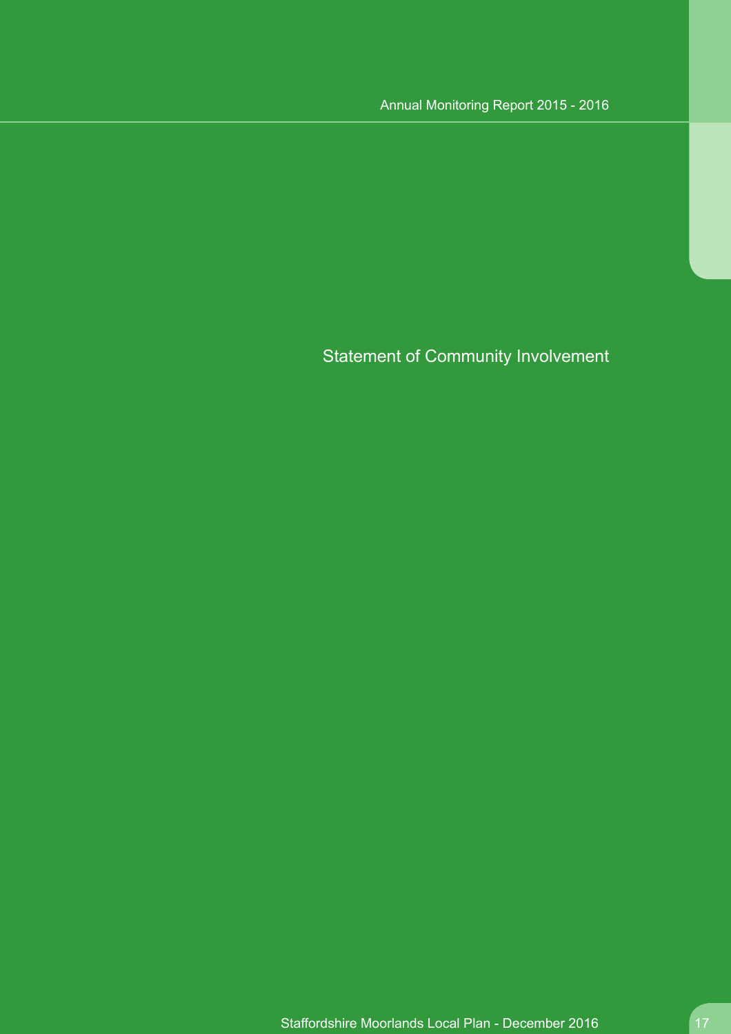# Statement of Community Involvement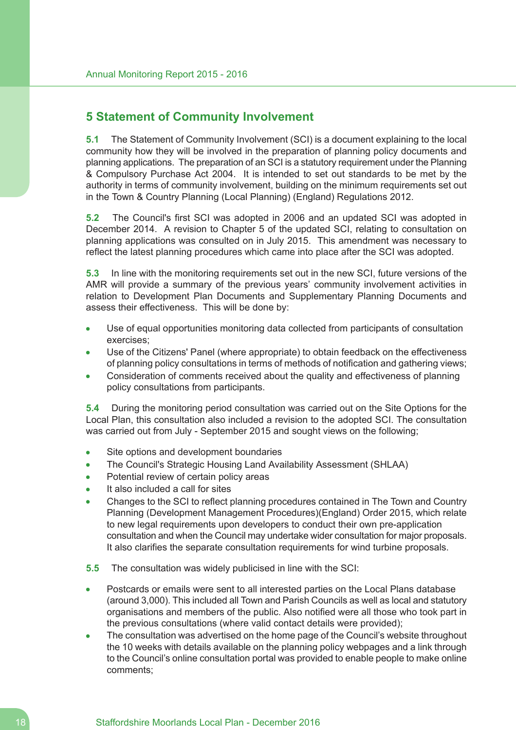## 5 Statement of Community Involvement

**5.1** The Statement of Community Involvement (SCI) is a document explaining to the local community how they will be involved in the preparation of planning policy documents and planning applications. The preparation of an SCI is a statutory requirement under the Planning & Compulsory Purchase Act 2004. It is intended to set out standards to be met by the authority in terms of community involvement, building on the minimum requirements set out in the Town & Country Planning (Local Planning) (England) Regulations 2012.

**5.2** The Council's first SCI was adopted in 2006 and an updated SCI was adopted in December 2014. A revision to Chapter 5 of the updated SCI, relating to consultation on planning applications was consulted on in July 2015. This amendment was necessary to reflect the latest planning procedures which came into place after the SCI was adopted.

**5.3** In line with the monitoring requirements set out in the new SCI, future versions of the AMR will provide a summary of the previous years' community involvement activities in relation to Development Plan Documents and Supplementary Planning Documents and assess their effectiveness. This will be done by:

- Use of equal opportunities monitoring data collected from participants of consultation exercises;
- Use of the Citizens' Panel (where appropriate) to obtain feedback on the effectiveness of planning policy consultations in terms of methods of notification and gathering views;
- Consideration of comments received about the quality and effectiveness of planning policy consultations from participants.

**5.4** During the monitoring period consultation was carried out on the Site Options for the Local Plan, this consultation also included a revision to the adopted SCI. The consultation was carried out from July - September 2015 and sought views on the following;

- Site options and development boundaries
- The Council's Strategic Housing Land Availability Assessment (SHLAA)
- Potential review of certain policy areas
- It also included a call for sites
- Changes to the SCI to reflect planning procedures contained in The Town and Country Planning (Development Management Procedures)(England) Order 2015, which relate to new legal requirements upon developers to conduct their own pre-application consultation and when the Council may undertake wider consultation for major proposals. It also clarifies the separate consultation requirements for wind turbine proposals.

**5.5** The consultation was widely publicised in line with the SCI:

- Postcards or emails were sent to all interested parties on the Local Plans database (around 3,000). This included all Town and Parish Councils as well as local and statutory organisations and members of the public. Also notified were all those who took part in the previous consultations (where valid contact details were provided);
- The consultation was advertised on the home page of the Council's website throughout the 10 weeks with details available on the planning policy webpages and a link through to the Council's online consultation portal was provided to enable people to make online comments;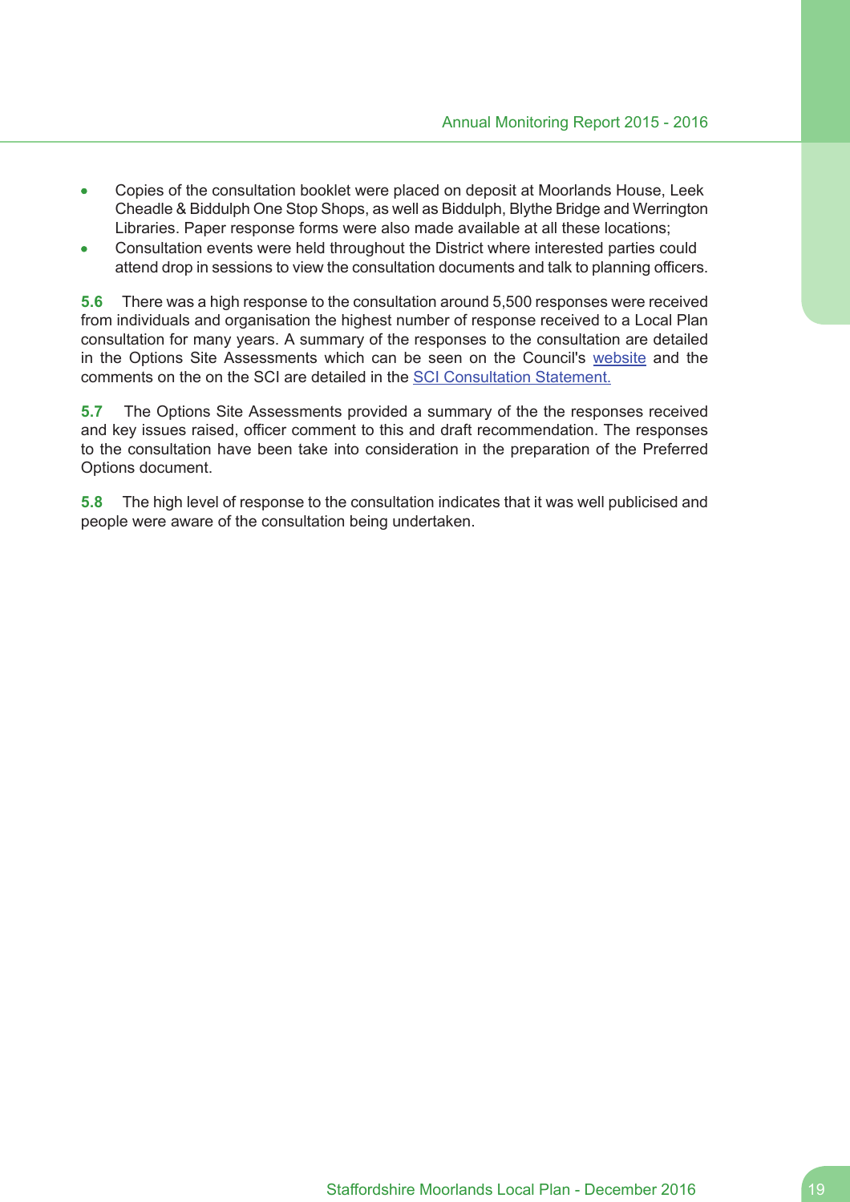- Copies of the consultation booklet were placed on deposit at Moorlands House, Leek Cheadle & Biddulph One Stop Shops, as well as Biddulph, Blythe Bridge and Werrington Libraries. Paper response forms were also made available at all these locations;
- Consultation events were held throughout the District where interested parties could attend drop in sessions to view the consultation documents and talk to planning officers.

**5.6** There was a high response to the consultation around 5,500 responses were received from individuals and organisation the highest number of response received to a Local Plan consultation for many years. A summary of the responses to the consultation are detailed in the Options Site Assessments which can be seen on the Council's website and the comments on the on the SCI are detailed in the SCI Consultation Statement.

**5.7** The Options Site Assessments provided a summary of the the responses received and key issues raised, officer comment to this and draft recommendation. The responses to the consultation have been take into consideration in the preparation of the Preferred Options document.

**5.8** The high level of response to the consultation indicates that it was well publicised and people were aware of the consultation being undertaken.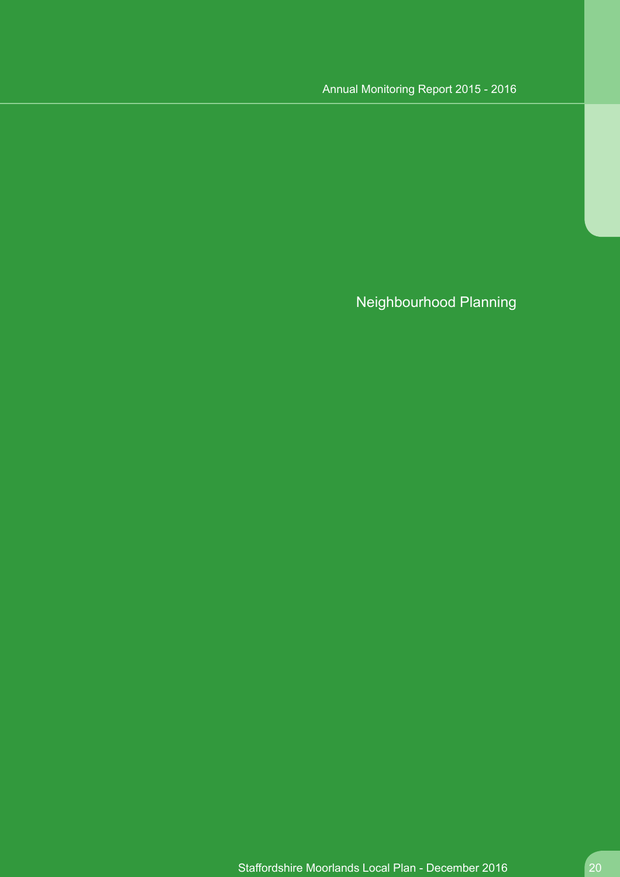# Neighbourhood Planning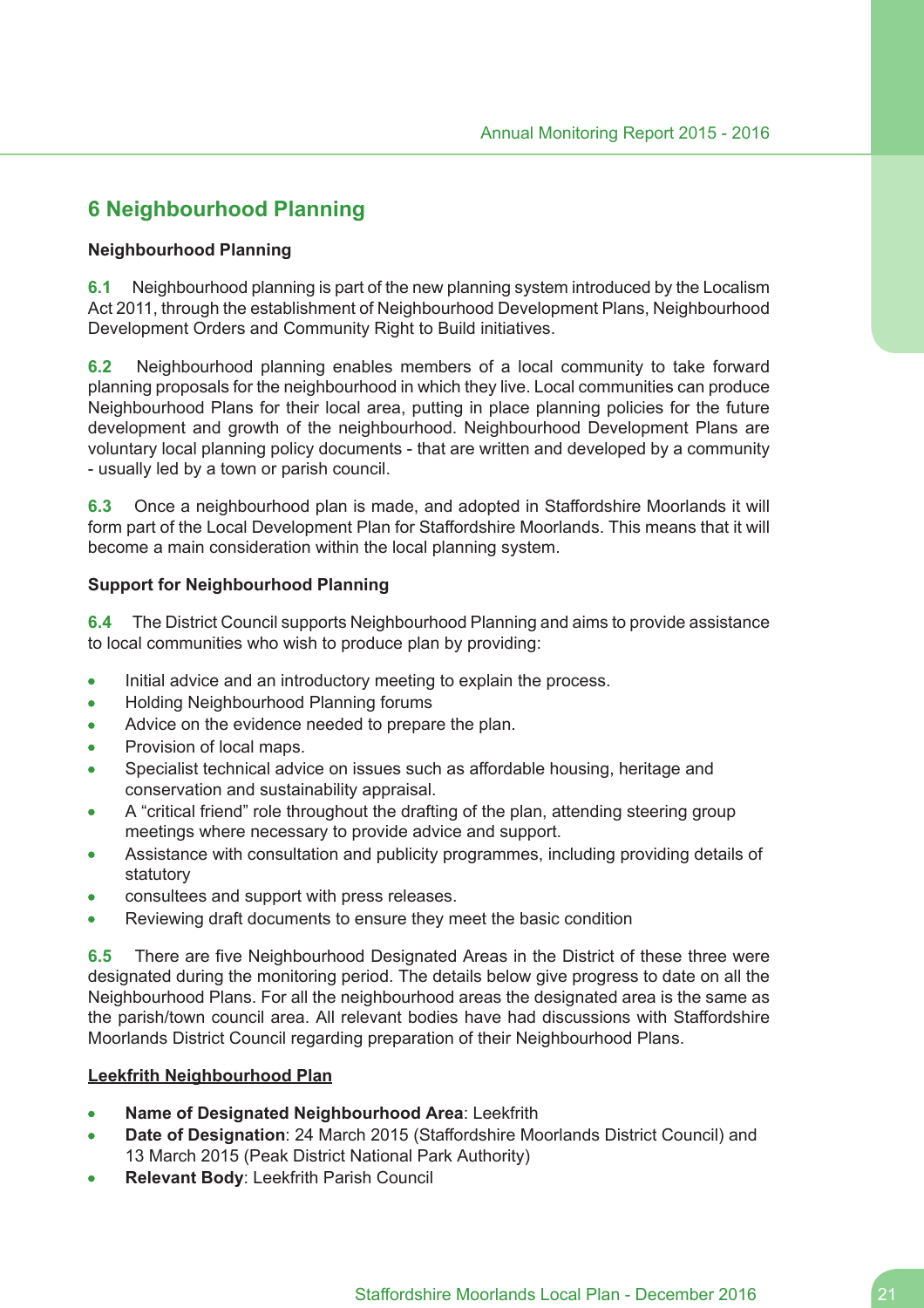# 6 Neighbourhood Planning

### Neighbourhood Planning

**6.1** Neighbourhood planning is part of the new planning system introduced by the Localism Act 2011, through the establishment of Neighbourhood Development Plans, Neighbourhood Development Orders and Community Right to Build initiatives.

**6.2** Neighbourhood planning enables members of a local community to take forward planning proposals for the neighbourhood in which they live. Local communities can produce Neighbourhood Plans for their local area, putting in place planning policies for the future development and growth of the neighbourhood. Neighbourhood Development Plans are voluntary local planning policy documents - that are written and developed by a community - usually led by a town or parish council.

**6.3** Once a neighbourhood plan is made, and adopted in Staffordshire Moorlands it will form part of the Local Development Plan for Staffordshire Moorlands. This means that it will become a main consideration within the local planning system.

### Support for Neighbourhood Planning

**6.4** The District Council supports Neighbourhood Planning and aims to provide assistance to local communities who wish to produce plan by providing:

- Initial advice and an introductory meeting to explain the process.
- Holding Neighbourhood Planning forums
- Advice on the evidence needed to prepare the plan.
- Provision of local maps.
- Specialist technical advice on issues such as affordable housing, heritage and conservation and sustainability appraisal.
- A "critical friend" role throughout the drafting of the plan, attending steering group meetings where necessary to provide advice and support.
- Assistance with consultation and publicity programmes, including providing details of statutory
- consultees and support with press releases.
- Reviewing draft documents to ensure they meet the basic condition

**6.5** There are five Neighbourhood Designated Areas in the District of these three were designated during the monitoring period. The details below give progress to date on all the Neighbourhood Plans. For all the neighbourhood areas the designated area is the same as the parish/town council area. All relevant bodies have had discussions with Staffordshire Moorlands District Council regarding preparation of their Neighbourhood Plans.

**<u>Leekfrith Neighbourhood Plan</u>**

- **Name of Designated Neighbourhood Area**: Leekfrith
- **Date of Designation**: 24 March 2015 (Staffordshire Moorlands District Council) and 13 March 2015 (Peak District National Park Authority)
- **Relevant Body**: Leekfrith Parish Council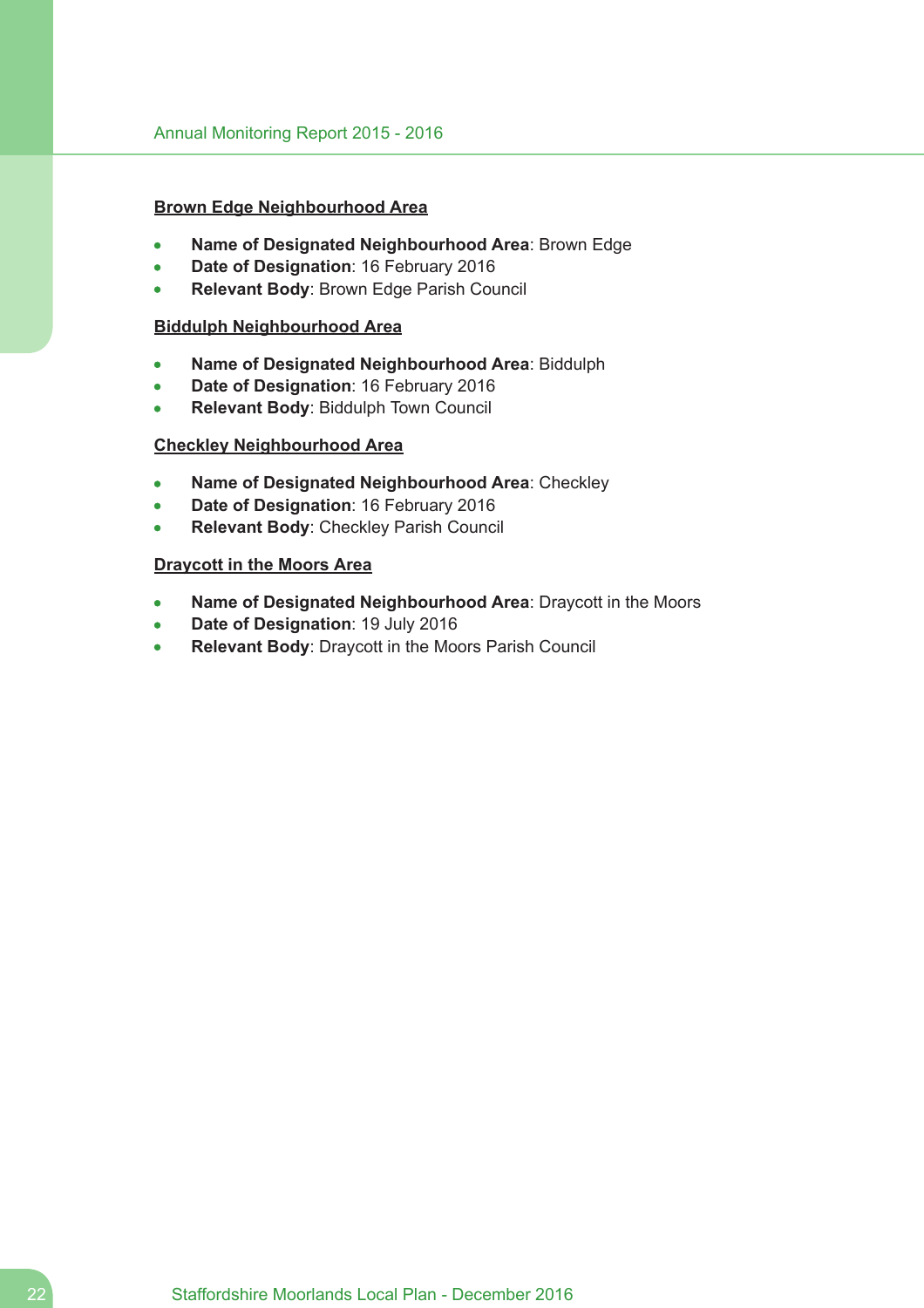**Brown Edge Neighbourhood Area**

- **Name of Designated Neighbourhood Area**: Brown Edge
- **Date of Designation**: 16 February 2016
- **Relevant Body**: Brown Edge Parish Council

**Biddulph Neighbourhood Area**

- **Name of Designated Neighbourhood Area**: Biddulph
- **Date of Designation**: 16 February 2016
- **Relevant Body**: Biddulph Town Council

**Checkley Neighbourhood Area**

- **Name of Designated Neighbourhood Area**: Checkley
- **Date of Designation**: 16 February 2016
- **Relevant Body**: Checkley Parish Council

**Draycott in the Moors Area**

- **Name of Designated Neighbourhood Area**: Draycott in the Moors
- **Date of Designation**: 19 July 2016
- **Relevant Body**: Draycott in the Moors Parish Council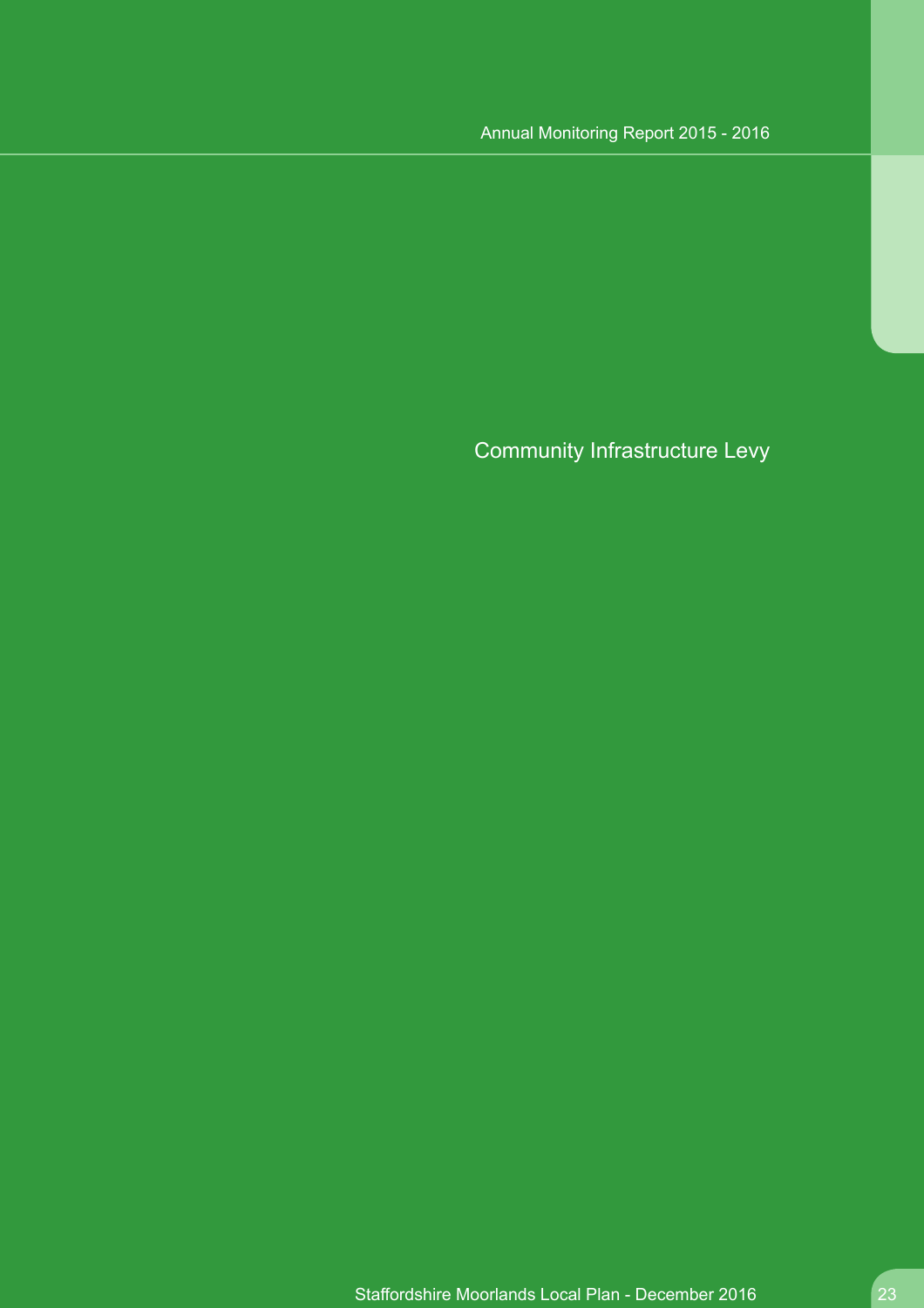# Community Infrastructure Levy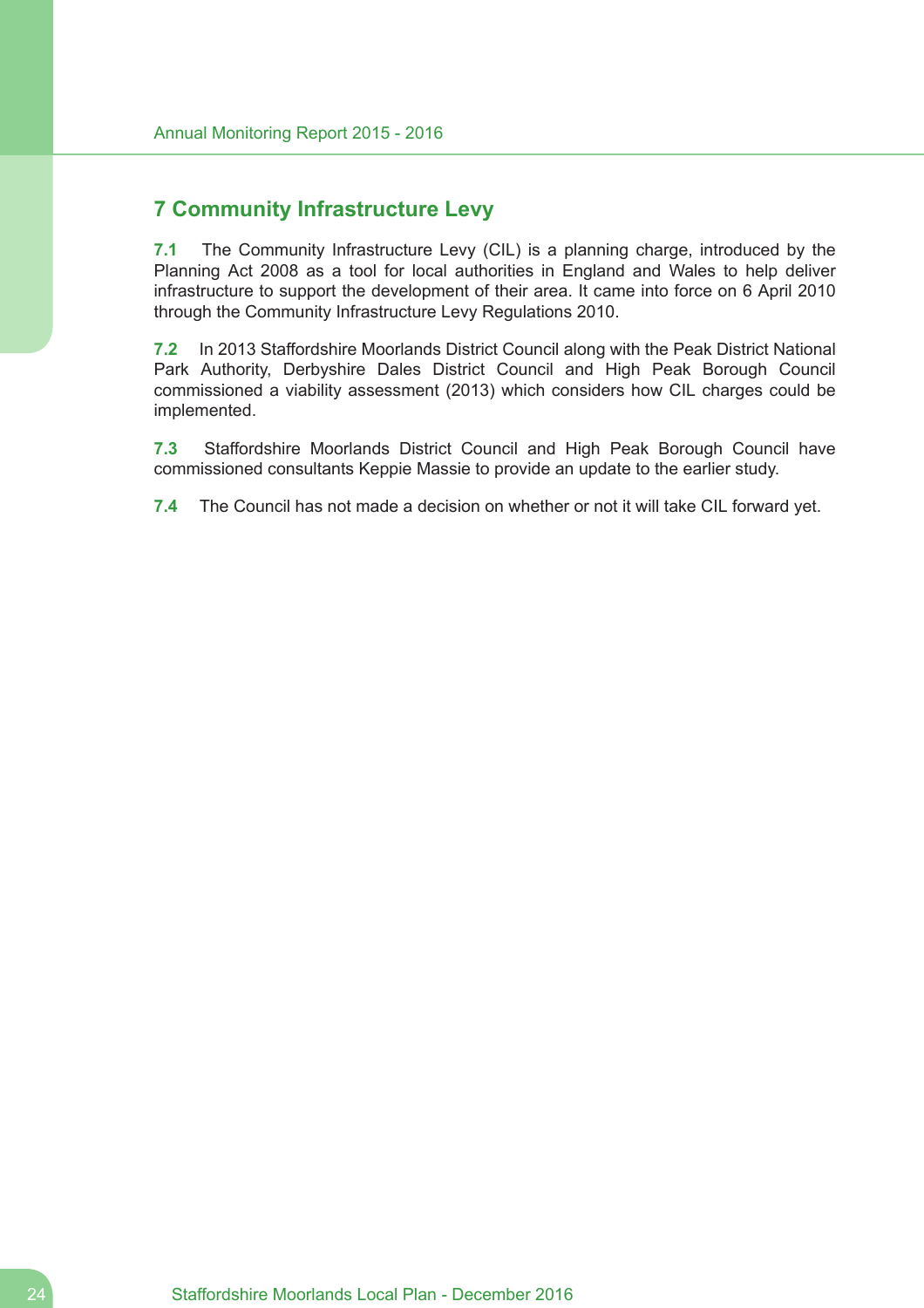# 7 Community Infrastructure Levy

**7.1** The Community Infrastructure Levy (CIL) is a planning charge, introduced by the Planning Act 2008 as a tool for local authorities in England and Wales to help deliver infrastructure to support the development of their area. It came into force on 6 April 2010 through the Community Infrastructure Levy Regulations 2010.

**7.2** In 2013 Staffordshire Moorlands District Council along with the Peak District National Park Authority, Derbyshire Dales District Council and High Peak Borough Council commissioned a viability assessment (2013) which considers how CIL charges could be implemented.

**7.3** Staffordshire Moorlands District Council and High Peak Borough Council have commissioned consultants Keppie Massie to provide an update to the earlier study.

**7.4** The Council has not made a decision on whether or not it will take CIL forward yet.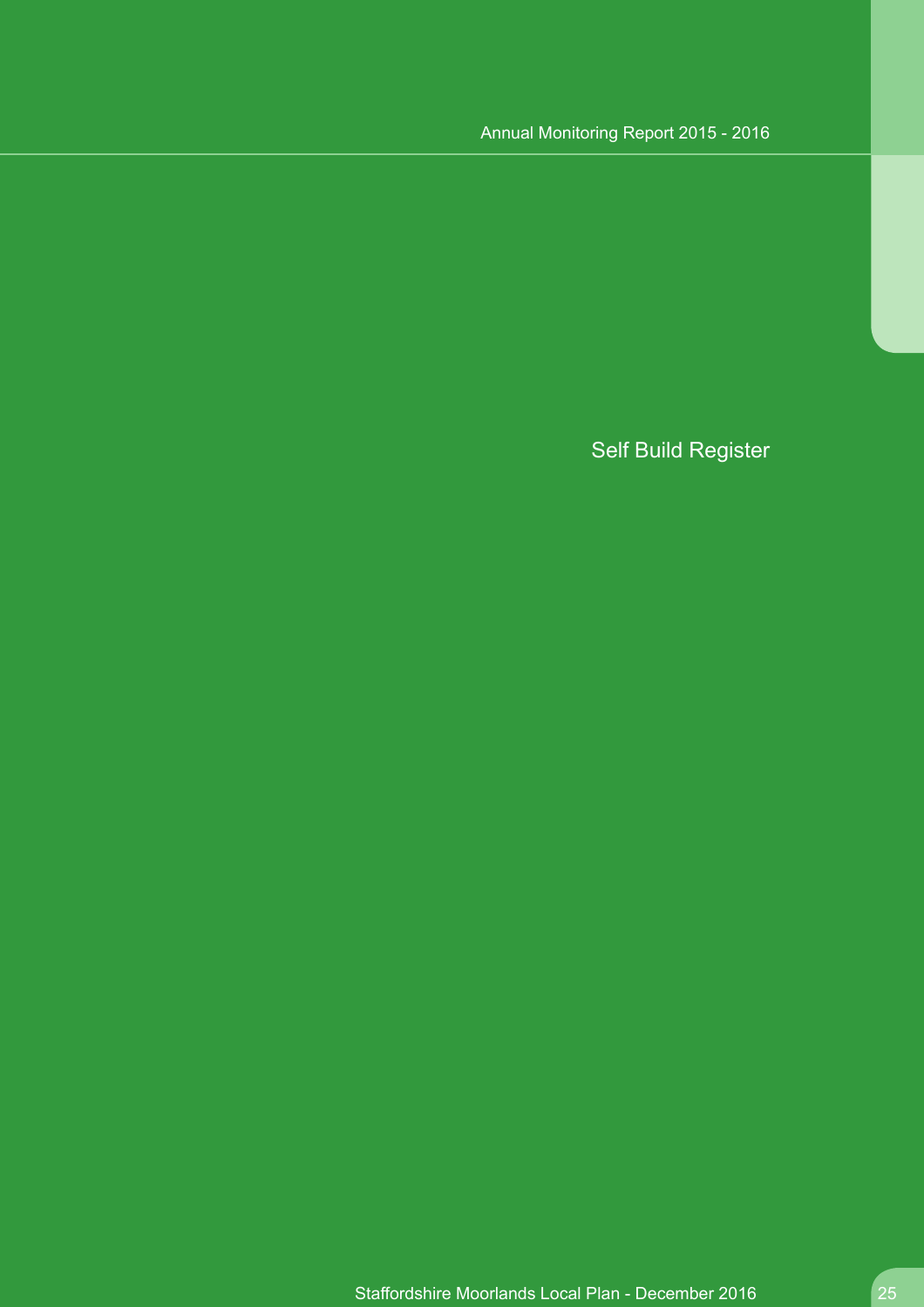# Self Build Register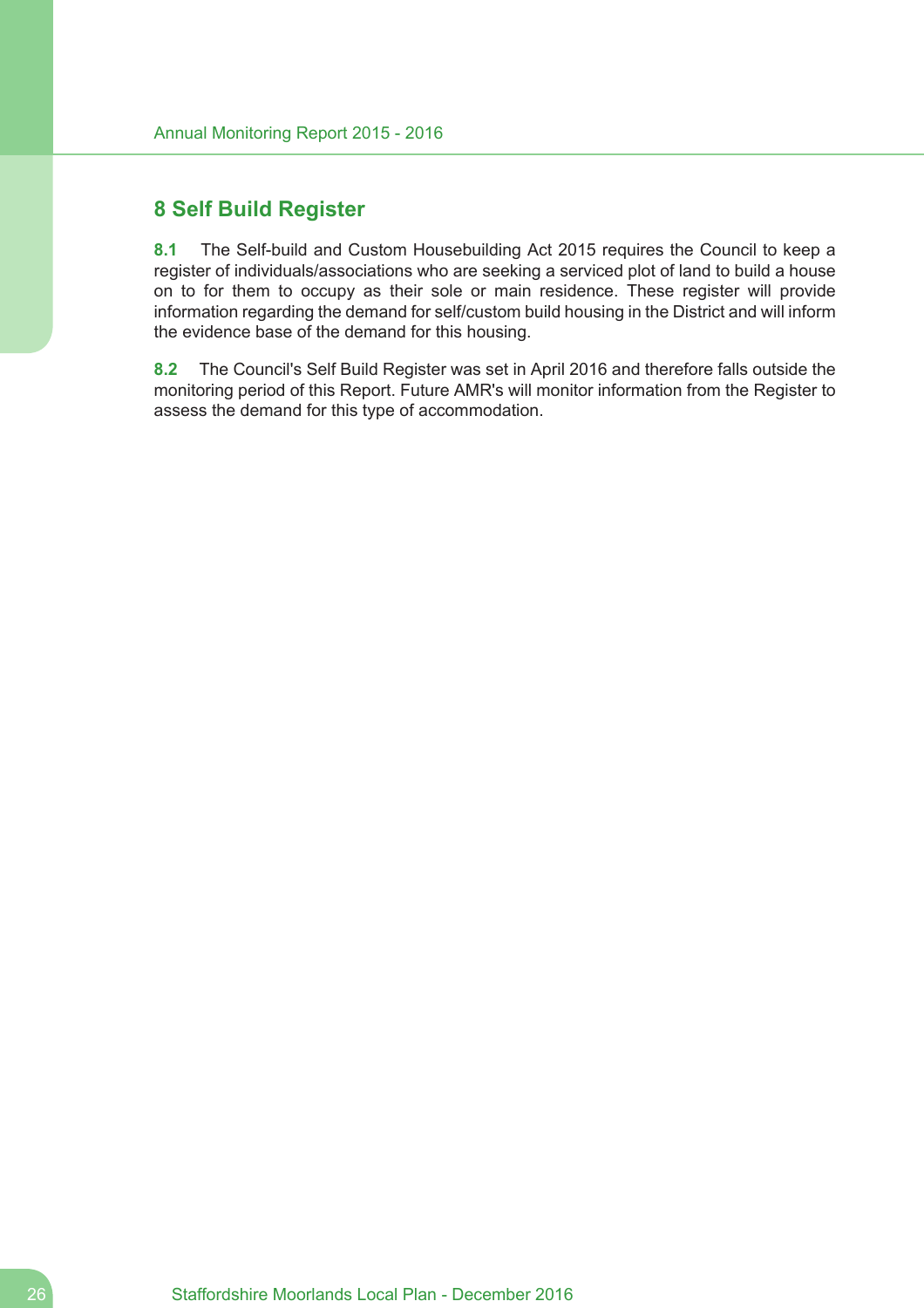# 8 Self Build Register

**8.1** The Self-build and Custom Housebuilding Act 2015 requires the Council to keep a register of individuals/associations who are seeking a serviced plot of land to build a house on to for them to occupy as their sole or main residence. These register will provide information regarding the demand for self/custom build housing in the District and will inform the evidence base of the demand for this housing.

**8.2** The Council's Self Build Register was set in April 2016 and therefore falls outside the monitoring period of this Report. Future AMR's will monitor information from the Register to assess the demand for this type of accommodation.